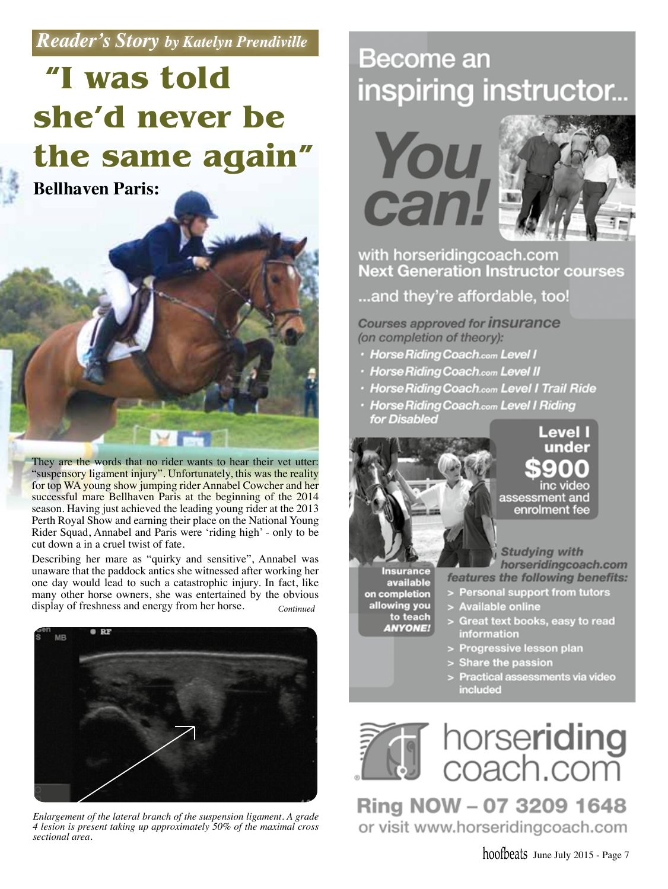*Reader's Story by Katelyn Prendiville*

# "I was told she'd never be the same again"

**Bellhaven Paris:**

They are the words that no rider wants to hear their vet utter: "suspensory ligament injury". Unfortunately, this was the reality for top WA young show jumping rider Annabel Cowcher and her successful mare Bellhaven Paris at the beginning of the 2014 season. Having just achieved the leading young rider at the 2013 Perth Royal Show and earning their place on the National Young Rider Squad, Annabel and Paris were 'riding high' - only to be cut down a in a cruel twist of fate.

Describing her mare as "quirky and sensitive", Annabel was unaware that the paddock antics she witnessed after working her one day would lead to such a catastrophic injury. In fact, like many other horse owners, she was entertained by the obvious display of freshness and energy from her horse.

*Continued*

*Enlargement of the lateral branch of the suspension ligament. A grade 4 lesion is present taking up approximately 50% of the maximal cross sectional area.*

## Become an inspiring instructor...

**You can!**

with horseridingcoach.com
**Next Generation Instructor courses**

...and they're affordable, too!

*Courses approved for **insurance** (on completion of theory):*

- *HorseRidingCoach.com Level I*
- *HorseRidingCoach.com Level II*
- *HorseRidingCoach.com Level I Trail Ride*
- *HorseRidingCoach.com Level I Riding for Disabled*

**Level I under $900** inc video assessment and enrolment fee

**Insurance available on completion allowing you to teach *ANYONE!***

*Studying with horseridingcoach.com features the following benefits:*

- > Personal support from tutors
- > Available online
- > Great text books, easy to read information
- > Progressive lesson plan
- > Share the passion
- > Practical assessments via video included

horseriding coach.com

**Ring NOW – 07 3209 1648**
or visit www.horseridingcoach.com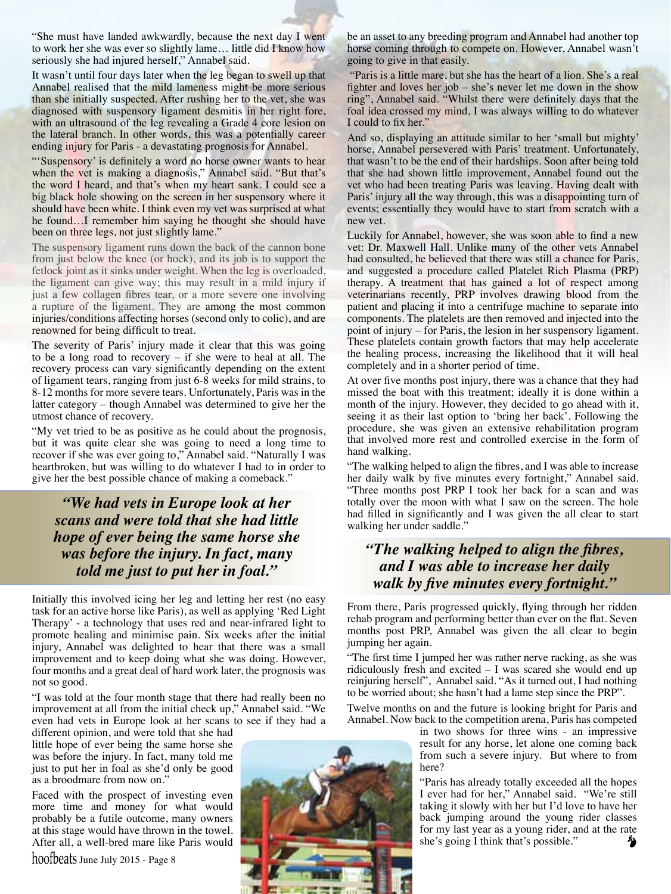"She must have landed awkwardly, because the next day I went to work her she was ever so slightly lame… little did I know how seriously she had injured herself," Annabel said.

It wasn't until four days later when the leg began to swell up that Annabel realised that the mild lameness might be more serious than she initially suspected. After rushing her to the vet, she was diagnosed with suspensory ligament desmitis in her right fore, with an ultrasound of the leg revealing a Grade 4 core lesion on the lateral branch. In other words, this was a potentially career ending injury for Paris - a devastating prognosis for Annabel.

"'Suspensory' is definitely a word no horse owner wants to hear when the vet is making a diagnosis," Annabel said. "But that's the word I heard, and that's when my heart sank. I could see a big black hole showing on the screen in her suspensory where it should have been white. I think even my vet was surprised at what he found…I remember him saying he thought she should have been on three legs, not just slightly lame."

The suspensory ligament runs down the back of the cannon bone from just below the knee (or hock), and its job is to support the fetlock joint as it sinks under weight. When the leg is overloaded, the ligament can give way; this may result in a mild injury if just a few collagen fibres tear, or a more severe one involving a rupture of the ligament. They are among the most common injuries/conditions affecting horses (second only to colic), and are renowned for being difficult to treat.

The severity of Paris' injury made it clear that this was going to be a long road to recovery – if she were to heal at all. The recovery process can vary significantly depending on the extent of ligament tears, ranging from just 6-8 weeks for mild strains, to 8-12 months for more severe tears. Unfortunately, Paris was in the latter category – though Annabel was determined to give her the utmost chance of recovery.

"My vet tried to be as positive as he could about the prognosis, but it was quite clear she was going to need a long time to recover if she was ever going to," Annabel said. "Naturally I was heartbroken, but was willing to do whatever I had to in order to give her the best possible chance of making a comeback."

> ***"We had vets in Europe look at her scans and were told that she had little hope of ever being the same horse she was before the injury. In fact, many told me just to put her in foal."***

Initially this involved icing her leg and letting her rest (no easy task for an active horse like Paris), as well as applying 'Red Light Therapy' - a technology that uses red and near-infrared light to promote healing and minimise pain. Six weeks after the initial injury, Annabel was delighted to hear that there was a small improvement and to keep doing what she was doing. However, four months and a great deal of hard work later, the prognosis was not so good.

"I was told at the four month stage that there had really been no improvement at all from the initial check up," Annabel said. "We even had vets in Europe look at her scans to see if they had a different opinion, and were told that she had little hope of ever being the same horse she was before the injury. In fact, many told me just to put her in foal as she'd only be good as a broodmare from now on."

Faced with the prospect of investing even more time and money for what would probably be a futile outcome, many owners at this stage would have thrown in the towel. After all, a well-bred mare like Paris would be an asset to any breeding program and Annabel had another top horse coming through to compete on. However, Annabel wasn't going to give in that easily.

"Paris is a little mare, but she has the heart of a lion. She's a real fighter and loves her job – she's never let me down in the show ring", Annabel said. "Whilst there were definitely days that the foal idea crossed my mind, I was always willing to do whatever I could to fix her."

And so, displaying an attitude similar to her 'small but mighty' horse, Annabel persevered with Paris' treatment. Unfortunately, that wasn't to be the end of their hardships. Soon after being told that she had shown little improvement, Annabel found out the vet who had been treating Paris was leaving. Having dealt with Paris' injury all the way through, this was a disappointing turn of events; essentially they would have to start from scratch with a new vet.

Luckily for Annabel, however, she was soon able to find a new vet: Dr. Maxwell Hall. Unlike many of the other vets Annabel had consulted, he believed that there was still a chance for Paris, and suggested a procedure called Platelet Rich Plasma (PRP) therapy. A treatment that has gained a lot of respect among veterinarians recently, PRP involves drawing blood from the patient and placing it into a centrifuge machine to separate into components. The platelets are then removed and injected into the point of injury – for Paris, the lesion in her suspensory ligament. These platelets contain growth factors that may help accelerate the healing process, increasing the likelihood that it will heal completely and in a shorter period of time.

At over five months post injury, there was a chance that they had missed the boat with this treatment; ideally it is done within a month of the injury. However, they decided to go ahead with it, seeing it as their last option to 'bring her back'. Following the procedure, she was given an extensive rehabilitation program that involved more rest and controlled exercise in the form of hand walking.

"The walking helped to align the fibres, and I was able to increase her daily walk by five minutes every fortnight," Annabel said. "Three months post PRP I took her back for a scan and was totally over the moon with what I saw on the screen. The hole had filled in significantly and I was given the all clear to start walking her under saddle."

> ***"The walking helped to align the fibres, and I was able to increase her daily walk by five minutes every fortnight."***

From there, Paris progressed quickly, flying through her ridden rehab program and performing better than ever on the flat. Seven months post PRP, Annabel was given the all clear to begin jumping her again.

"The first time I jumped her was rather nerve racking, as she was ridiculously fresh and excited – I was scared she would end up reinjuring herself", Annabel said. "As it turned out, I had nothing to be worried about; she hasn't had a lame step since the PRP".

Twelve months on and the future is looking bright for Paris and Annabel. Now back to the competition arena, Paris has competed in two shows for three wins - an impressive result for any horse, let alone one coming back from such a severe injury. But where to from here?

"Paris has already totally exceeded all the hopes I ever had for her," Annabel said. "We're still taking it slowly with her but I'd love to have her back jumping around the young rider classes for my last year as a young rider, and at the rate she's going I think that's possible."